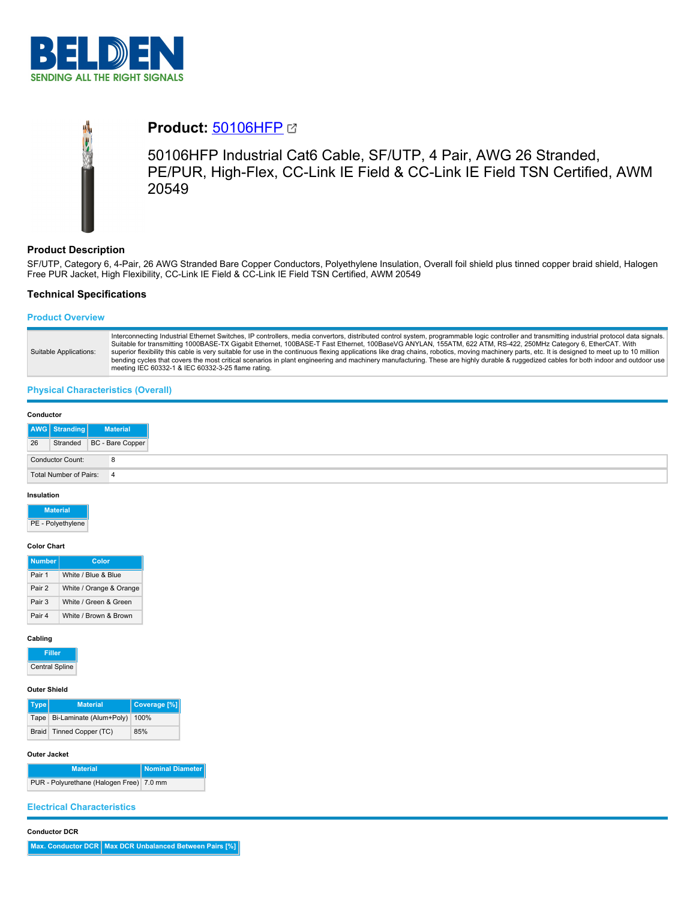BELDEN
SENDING ALL THE RIGHT SIGNALS

# Product: 50106HFP

50106HFP Industrial Cat6 Cable, SF/UTP, 4 Pair, AWG 26 Stranded, PE/PUR, High-Flex, CC-Link IE Field & CC-Link IE Field TSN Certified, AWM 20549

## Product Description

SF/UTP, Category 6, 4-Pair, 26 AWG Stranded Bare Copper Conductors, Polyethylene Insulation, Overall foil shield plus tinned copper braid shield, Halogen Free PUR Jacket, High Flexibility, CC-Link IE Field & CC-Link IE Field TSN Certified, AWM 20549

## Technical Specifications

### Product Overview

| | |
|---|---|
| Suitable Applications: | Interconnecting Industrial Ethernet Switches, IP controllers, media convertors, distributed control system, programmable logic controller and transmitting industrial protocol data signals. Suitable for transmitting 1000BASE-TX Gigabit Ethernet, 100BASE-T Fast Ethernet, 100BaseVG ANYLAN, 155ATM, 622 ATM, RS-422, 250MHz Category 6, EtherCAT. With superior flexibility this cable is very suitable for use in the continuous flexing applications like drag chains, robotics, moving machinery parts, etc. It is designed to meet up to 10 million bending cycles that covers the most critical scenarios in plant engineering and machinery manufacturing. These are highly durable & ruggedized cables for both indoor and outdoor use meeting IEC 60332-1 & IEC 60332-3-25 flame rating. |

### Physical Characteristics (Overall)

**Conductor**

| AWG | Stranding | Material |
|---|---|---|
| 26 | Stranded | BC - Bare Copper |

| | |
|---|---|
| Conductor Count: | 8 |
| Total Number of Pairs: | 4 |

**Insulation**

| Material |
|---|
| PE - Polyethylene |

**Color Chart**

| Number | Color |
|---|---|
| Pair 1 | White / Blue & Blue |
| Pair 2 | White / Orange & Orange |
| Pair 3 | White / Green & Green |
| Pair 4 | White / Brown & Brown |

**Cabling**

| Filler |
|---|
| Central Spline |

**Outer Shield**

| Type | Material | Coverage [%] |
|---|---|---|
| Tape | Bi-Laminate (Alum+Poly) | 100% |
| Braid | Tinned Copper (TC) | 85% |

**Outer Jacket**

| Material | Nominal Diameter |
|---|---|
| PUR - Polyurethane (Halogen Free) | 7.0 mm |

### Electrical Characteristics

**Conductor DCR**

| Max. Conductor DCR | Max DCR Unbalanced Between Pairs [%] |
|---|---|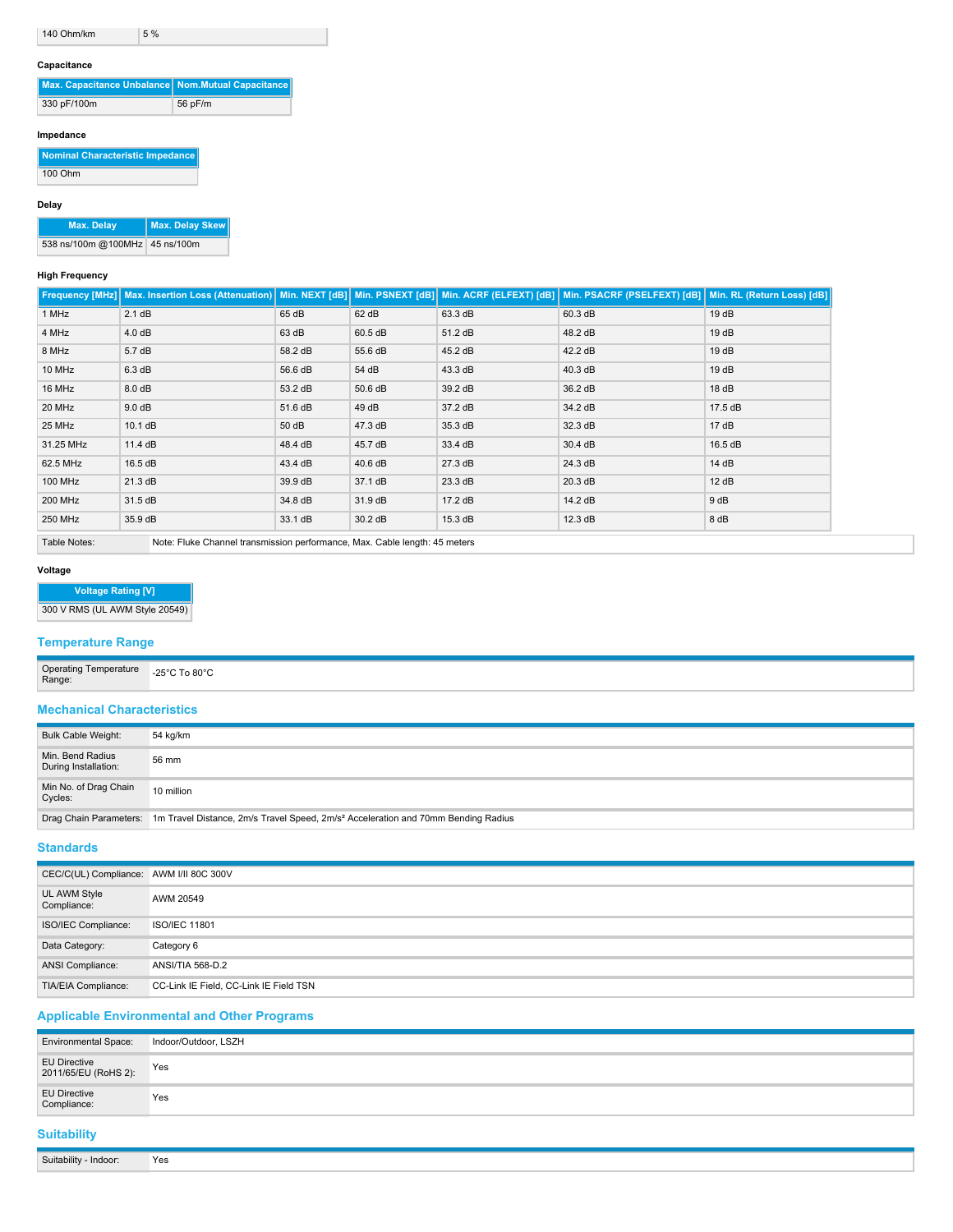| 140 Ohm/km | 5 % |
| --- | --- |

#### Capacitance

| Max. Capacitance Unbalance | Nom.Mutual Capacitance |
| --- | --- |
| 330 pF/100m | 56 pF/m |

#### Impedance

| Nominal Characteristic Impedance |
| --- |
| 100 Ohm |

#### Delay

| Max. Delay | Max. Delay Skew |
| --- | --- |
| 538 ns/100m @100MHz | 45 ns/100m |

#### High Frequency

| Frequency [MHz] | Max. Insertion Loss (Attenuation) | Min. NEXT [dB] | Min. PSNEXT [dB] | Min. ACRF (ELFEXT) [dB] | Min. PSACRF (PSELFEXT) [dB] | Min. RL (Return Loss) [dB] |
| --- | --- | --- | --- | --- | --- | --- |
| 1 MHz | 2.1 dB | 65 dB | 62 dB | 63.3 dB | 60.3 dB | 19 dB |
| 4 MHz | 4.0 dB | 63 dB | 60.5 dB | 51.2 dB | 48.2 dB | 19 dB |
| 8 MHz | 5.7 dB | 58.2 dB | 55.6 dB | 45.2 dB | 42.2 dB | 19 dB |
| 10 MHz | 6.3 dB | 56.6 dB | 54 dB | 43.3 dB | 40.3 dB | 19 dB |
| 16 MHz | 8.0 dB | 53.2 dB | 50.6 dB | 39.2 dB | 36.2 dB | 18 dB |
| 20 MHz | 9.0 dB | 51.6 dB | 49 dB | 37.2 dB | 34.2 dB | 17.5 dB |
| 25 MHz | 10.1 dB | 50 dB | 47.3 dB | 35.3 dB | 32.3 dB | 17 dB |
| 31.25 MHz | 11.4 dB | 48.4 dB | 45.7 dB | 33.4 dB | 30.4 dB | 16.5 dB |
| 62.5 MHz | 16.5 dB | 43.4 dB | 40.6 dB | 27.3 dB | 24.3 dB | 14 dB |
| 100 MHz | 21.3 dB | 39.9 dB | 37.1 dB | 23.3 dB | 20.3 dB | 12 dB |
| 200 MHz | 31.5 dB | 34.8 dB | 31.9 dB | 17.2 dB | 14.2 dB | 9 dB |
| 250 MHz | 35.9 dB | 33.1 dB | 30.2 dB | 15.3 dB | 12.3 dB | 8 dB |

| Table Notes: | Note: Fluke Channel transmission performance, Max. Cable length: 45 meters |
| --- | --- |

#### Voltage

| Voltage Rating [V] |
| --- |
| 300 V RMS (UL AWM Style 20549) |

## Temperature Range

| Operating Temperature Range: | -25°C To 80°C |
| --- | --- |

## Mechanical Characteristics

| Bulk Cable Weight: | 54 kg/km |
| --- | --- |
| Min. Bend Radius During Installation: | 56 mm |
| Min No. of Drag Chain Cycles: | 10 million |
| Drag Chain Parameters: | 1m Travel Distance, 2m/s Travel Speed, 2m/s² Acceleration and 70mm Bending Radius |

## Standards

| CEC/C(UL) Compliance: | AWM I/II 80C 300V |
| --- | --- |
| UL AWM Style Compliance: | AWM 20549 |
| ISO/IEC Compliance: | ISO/IEC 11801 |
| Data Category: | Category 6 |
| ANSI Compliance: | ANSI/TIA 568-D.2 |
| TIA/EIA Compliance: | CC-Link IE Field, CC-Link IE Field TSN |

## Applicable Environmental and Other Programs

| Environmental Space: | Indoor/Outdoor, LSZH |
| --- | --- |
| EU Directive 2011/65/EU (RoHS 2): | Yes |
| EU Directive Compliance: | Yes |

## Suitability

| Suitability - Indoor: | Yes |
| --- | --- |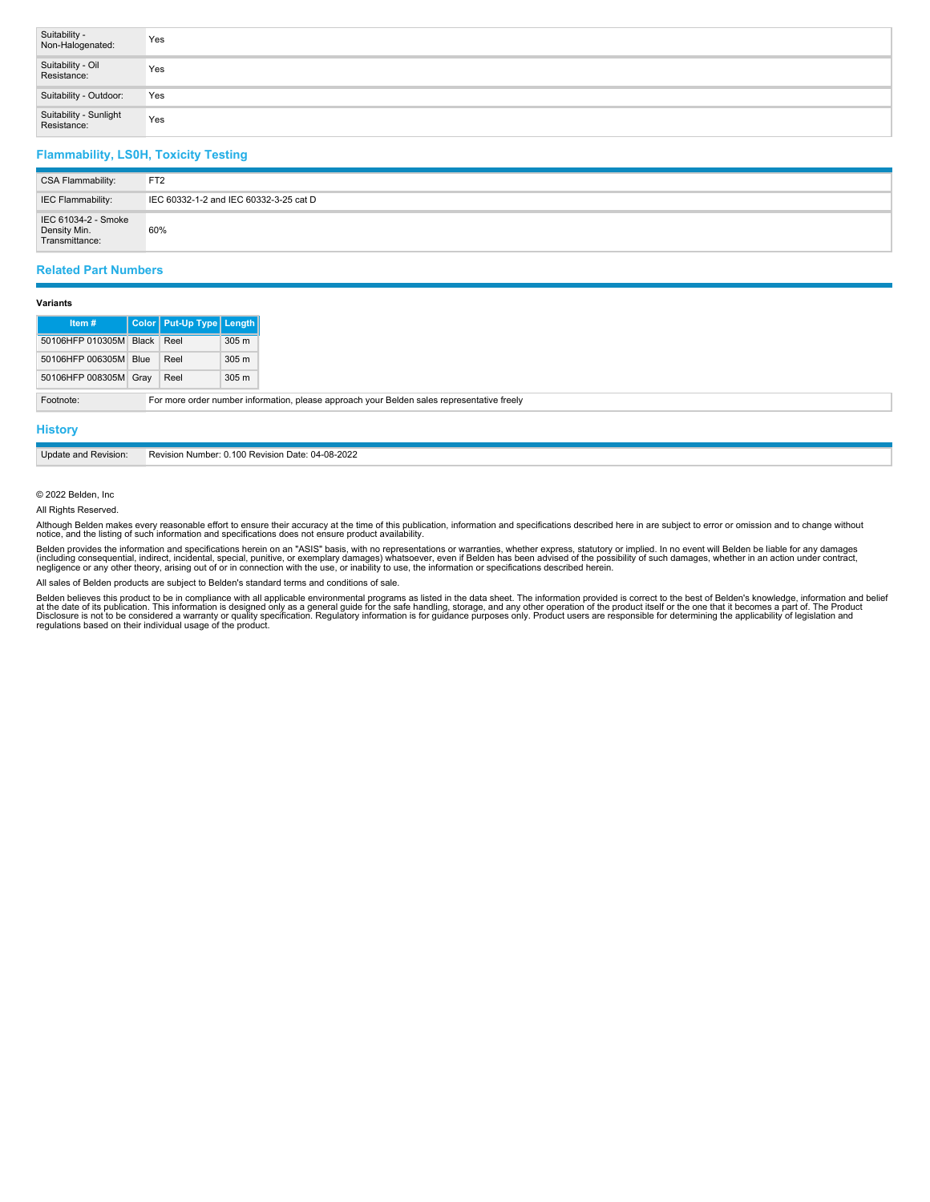| | |
|---|---|
| Suitability - Non-Halogenated: | Yes |
| Suitability - Oil Resistance: | Yes |
| Suitability - Outdoor: | Yes |
| Suitability - Sunlight Resistance: | Yes |

## Flammability, LS0H, Toxicity Testing

| | |
|---|---|
| CSA Flammability: | FT2 |
| IEC Flammability: | IEC 60332-1-2 and IEC 60332-3-25 cat D |
| IEC 61034-2 - Smoke Density Min. Transmittance: | 60% |

## Related Part Numbers

**Variants**

| Item # | Color | Put-Up Type | Length |
|---|---|---|---|
| 50106HFP 010305M | Black | Reel | 305 m |
| 50106HFP 006305M | Blue | Reel | 305 m |
| 50106HFP 008305M | Gray | Reel | 305 m |

| | |
|---|---|
| Footnote: | For more order number information, please approach your Belden sales representative freely |

## History

| | |
|---|---|
| Update and Revision: | Revision Number: 0.100 Revision Date: 04-08-2022 |

© 2022 Belden, Inc

All Rights Reserved.

Although Belden makes every reasonable effort to ensure their accuracy at the time of this publication, information and specifications described here in are subject to error or omission and to change without notice, and the listing of such information and specifications does not ensure product availability.

Belden provides the information and specifications herein on an "ASIS" basis, with no representations or warranties, whether express, statutory or implied. In no event will Belden be liable for any damages (including consequential, indirect, incidental, special, punitive, or exemplary damages) whatsoever, even if Belden has been advised of the possibility of such damages, whether in an action under contract, negligence or any other theory, arising out of or in connection with the use, or inability to use, the information or specifications described herein.

All sales of Belden products are subject to Belden's standard terms and conditions of sale.

Belden believes this product to be in compliance with all applicable environmental programs as listed in the data sheet. The information provided is correct to the best of Belden's knowledge, information and belief at the date of its publication. This information is designed only as a general guide for the safe handling, storage, and any other operation of the product itself or the one that it becomes a part of. The Product Disclosure is not to be considered a warranty or quality specification. Regulatory information is for guidance purposes only. Product users are responsible for determining the applicability of legislation and regulations based on their individual usage of the product.